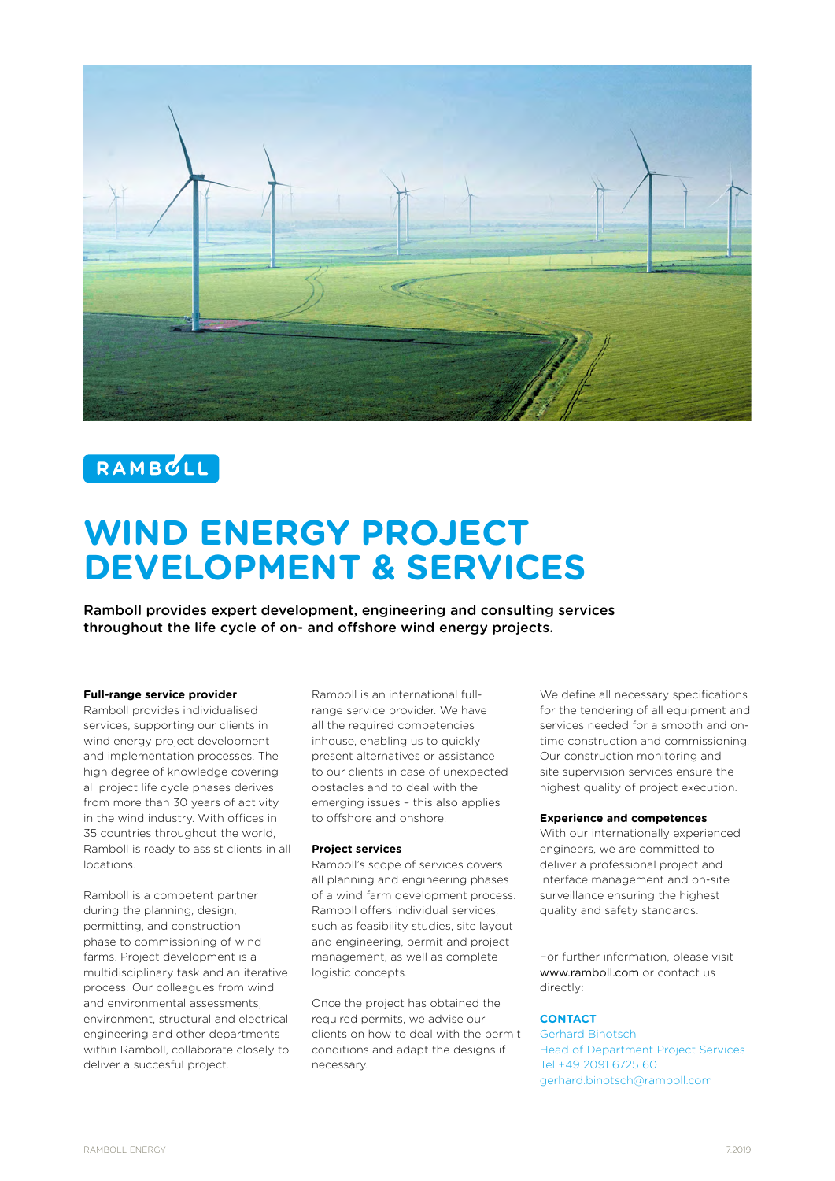RAMBOLL

# WIND ENERGY PROJECT DEVELOPMENT & SERVICES

Ramboll provides expert development, engineering and consulting services throughout the life cycle of on- and offshore wind energy projects.

**Full-range service provider**
Ramboll provides individualised services, supporting our clients in wind energy project development and implementation processes. The high degree of knowledge covering all project life cycle phases derives from more than 30 years of activity in the wind industry. With offices in 35 countries throughout the world, Ramboll is ready to assist clients in all locations.

Ramboll is a competent partner during the planning, design, permitting, and construction phase to commissioning of wind farms. Project development is a multidisciplinary task and an iterative process. Our colleagues from wind and environmental assessments, environment, structural and electrical engineering and other departments within Ramboll, collaborate closely to deliver a succesful project.

Ramboll is an international full-range service provider. We have all the required competencies inhouse, enabling us to quickly present alternatives or assistance to our clients in case of unexpected obstacles and to deal with the emerging issues – this also applies to offshore and onshore.

**Project services**
Ramboll's scope of services covers all planning and engineering phases of a wind farm development process. Ramboll offers individual services, such as feasibility studies, site layout and engineering, permit and project management, as well as complete logistic concepts.

Once the project has obtained the required permits, we advise our clients on how to deal with the permit conditions and adapt the designs if necessary.

We define all necessary specifications for the tendering of all equipment and services needed for a smooth and on-time construction and commissioning. Our construction monitoring and site supervision services ensure the highest quality of project execution.

**Experience and competences**
With our internationally experienced engineers, we are committed to deliver a professional project and interface management and on-site surveillance ensuring the highest quality and safety standards.

For further information, please visit www.ramboll.com or contact us directly:

**CONTACT**
Gerhard Binotsch
Head of Department Project Services
Tel +49 2091 6725 60
gerhard.binotsch@ramboll.com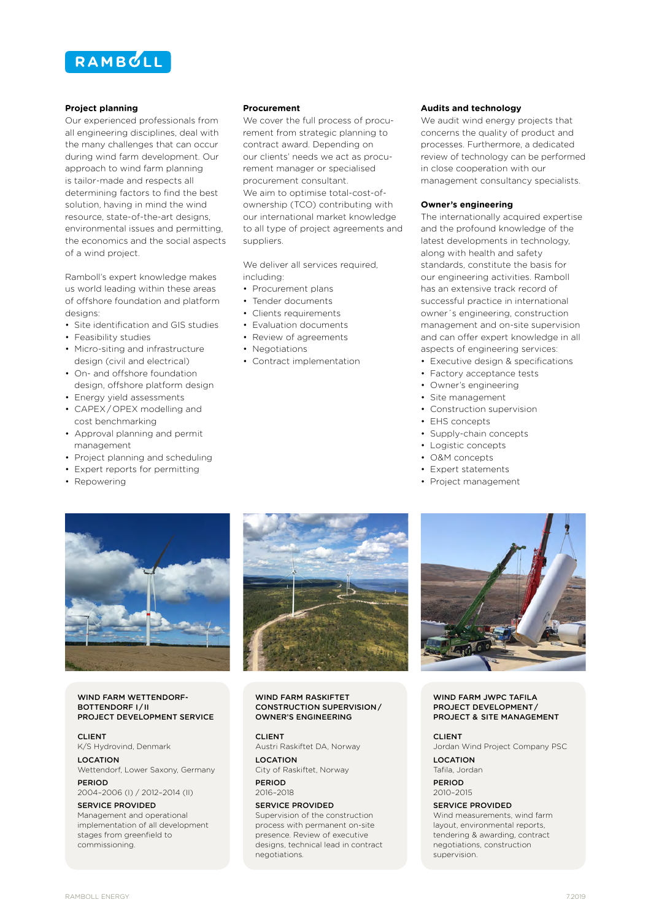### Project planning

Our experienced professionals from all engineering disciplines, deal with the many challenges that can occur during wind farm development. Our approach to wind farm planning is tailor-made and respects all determining factors to find the best solution, having in mind the wind resource, state-of-the-art designs, environmental issues and permitting, the economics and the social aspects of a wind project.

Ramboll's expert knowledge makes us world leading within these areas of offshore foundation and platform designs:

- Site identification and GIS studies
- Feasibility studies
- Micro-siting and infrastructure design (civil and electrical)
- On- and offshore foundation design, offshore platform design
- Energy yield assessments
- CAPEX / OPEX modelling and cost benchmarking
- Approval planning and permit management
- Project planning and scheduling
- Expert reports for permitting
- Repowering

### Procurement

We cover the full process of procurement from strategic planning to contract award. Depending on our clients' needs we act as procurement manager or specialised procurement consultant.
We aim to optimise total-cost-of-ownership (TCO) contributing with our international market knowledge to all type of project agreements and suppliers.

We deliver all services required, including:

- Procurement plans
- Tender documents
- Clients requirements
- Evaluation documents
- Review of agreements
- Negotiations
- Contract implementation

### Audits and technology

We audit wind energy projects that concerns the quality of product and processes. Furthermore, a dedicated review of technology can be performed in close cooperation with our management consultancy specialists.

### Owner's engineering

The internationally acquired expertise and the profound knowledge of the latest developments in technology, along with health and safety standards, constitute the basis for our engineering activities. Ramboll has an extensive track record of successful practice in international owner´s engineering, construction management and on-site supervision and can offer expert knowledge in all aspects of engineering services:

- Executive design & specifications
- Factory acceptance tests
- Owner's engineering
- Site management
- Construction supervision
- EHS concepts
- Supply-chain concepts
- Logistic concepts
- O&M concepts
- Expert statements
- Project management

**WIND FARM WETTENDORF-BOTTENDORF I / II
PROJECT DEVELOPMENT SERVICE**

**CLIENT**
K/S Hydrovind, Denmark

**LOCATION**
Wettendorf, Lower Saxony, Germany

**PERIOD**
2004–2006 (I) / 2012–2014 (II)

**SERVICE PROVIDED**
Management and operational implementation of all development stages from greenfield to commissioning.

**WIND FARM RASKIFTET
CONSTRUCTION SUPERVISION / OWNER'S ENGINEERING**

**CLIENT**
Austri Raskiftet DA, Norway

**LOCATION**
City of Raskiftet, Norway

**PERIOD**
2016–2018

**SERVICE PROVIDED**
Supervision of the construction process with permanent on-site presence. Review of executive designs, technical lead in contract negotiations.

**WIND FARM JWPC TAFILA
PROJECT DEVELOPMENT / PROJECT & SITE MANAGEMENT**

**CLIENT**
Jordan Wind Project Company PSC

**LOCATION**
Tafila, Jordan

**PERIOD**
2010–2015

**SERVICE PROVIDED**
Wind measurements, wind farm layout, environmental reports, tendering & awarding, contract negotiations, construction supervision.